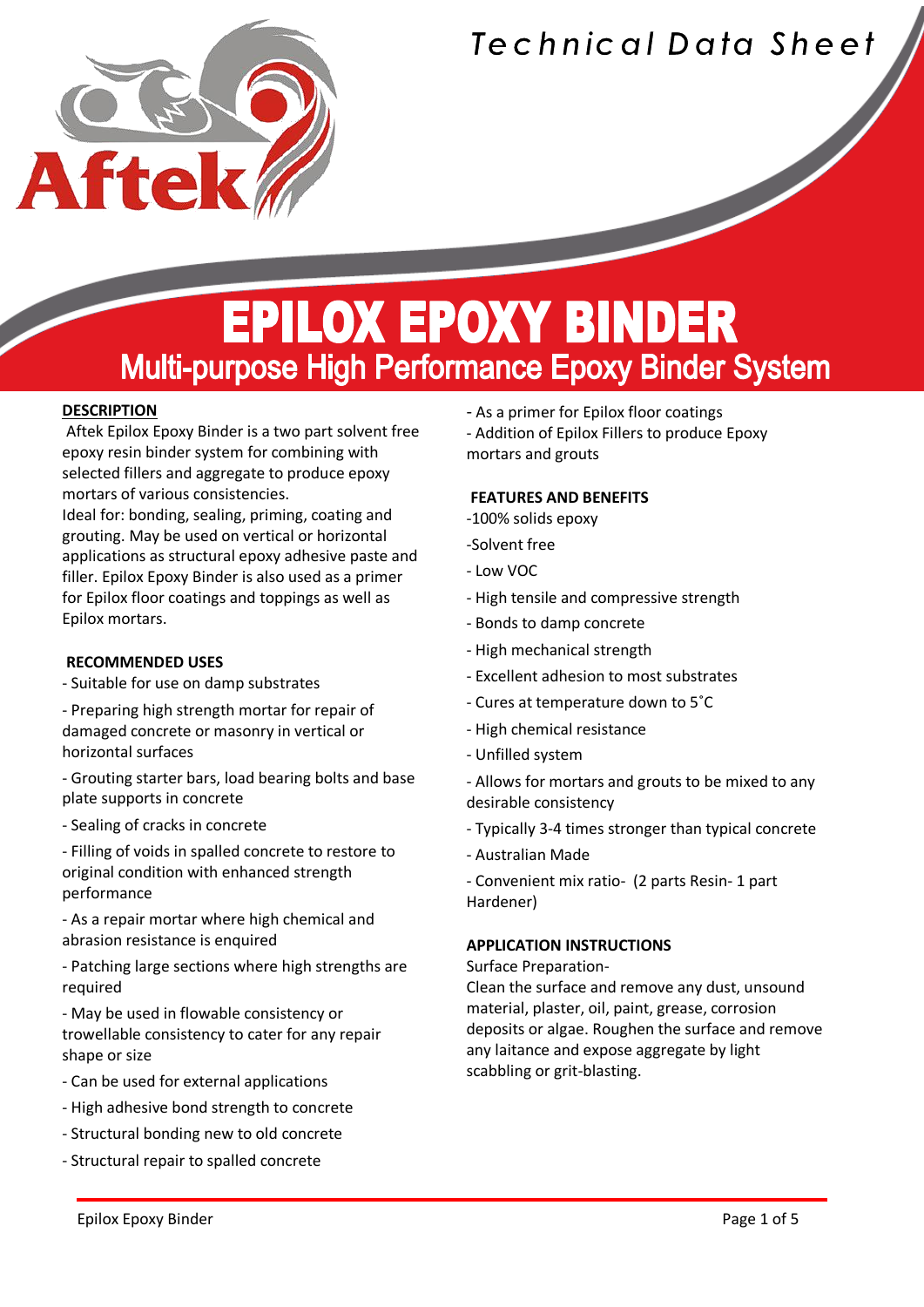# Technical Data Sheet

# EPILOX EPOXY BINDER

## Multi-purpose High Performance Epoxy Binder System

### DESCRIPTION

Aftek Epilox Epoxy Binder is a two part solvent free epoxy resin binder system for combining with selected fillers and aggregate to produce epoxy mortars of various consistencies.
Ideal for: bonding, sealing, priming, coating and grouting. May be used on vertical or horizontal applications as structural epoxy adhesive paste and filler. Epilox Epoxy Binder is also used as a primer for Epilox floor coatings and toppings as well as Epilox mortars.

### RECOMMENDED USES

- Suitable for use on damp substrates
- Preparing high strength mortar for repair of damaged concrete or masonry in vertical or horizontal surfaces
- Grouting starter bars, load bearing bolts and base plate supports in concrete
- Sealing of cracks in concrete
- Filling of voids in spalled concrete to restore to original condition with enhanced strength performance
- As a repair mortar where high chemical and abrasion resistance is enquired
- Patching large sections where high strengths are required
- May be used in flowable consistency or trowellable consistency to cater for any repair shape or size
- Can be used for external applications
- High adhesive bond strength to concrete
- Structural bonding new to old concrete
- Structural repair to spalled concrete
- As a primer for Epilox floor coatings
- Addition of Epilox Fillers to produce Epoxy mortars and grouts

### FEATURES AND BENEFITS

- 100% solids epoxy
- Solvent free
- Low VOC
- High tensile and compressive strength
- Bonds to damp concrete
- High mechanical strength
- Excellent adhesion to most substrates
- Cures at temperature down to 5˚C
- High chemical resistance
- Unfilled system
- Allows for mortars and grouts to be mixed to any desirable consistency
- Typically 3-4 times stronger than typical concrete
- Australian Made
- Convenient mix ratio- (2 parts Resin- 1 part Hardener)

### APPLICATION INSTRUCTIONS

Surface Preparation-
Clean the surface and remove any dust, unsound material, plaster, oil, paint, grease, corrosion deposits or algae. Roughen the surface and remove any laitance and expose aggregate by light scabbling or grit-blasting.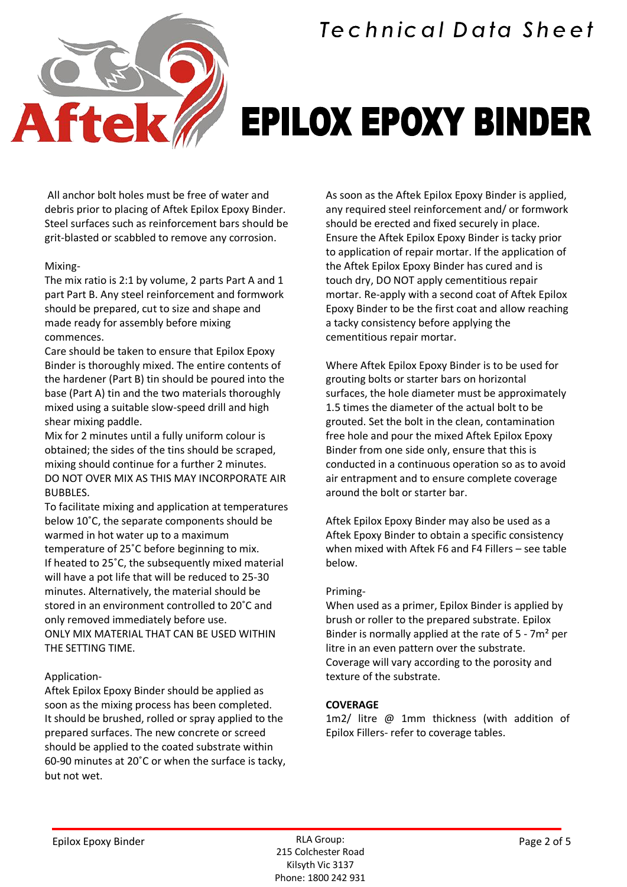# EPILOX EPOXY BINDER

All anchor bolt holes must be free of water and debris prior to placing of Aftek Epilox Epoxy Binder. Steel surfaces such as reinforcement bars should be grit-blasted or scabbled to remove any corrosion.

Mixing-

The mix ratio is 2:1 by volume, 2 parts Part A and 1 part Part B. Any steel reinforcement and formwork should be prepared, cut to size and shape and made ready for assembly before mixing commences.

Care should be taken to ensure that Epilox Epoxy Binder is thoroughly mixed. The entire contents of the hardener (Part B) tin should be poured into the base (Part A) tin and the two materials thoroughly mixed using a suitable slow-speed drill and high shear mixing paddle.

Mix for 2 minutes until a fully uniform colour is obtained; the sides of the tins should be scraped, mixing should continue for a further 2 minutes. DO NOT OVER MIX AS THIS MAY INCORPORATE AIR BUBBLES.

To facilitate mixing and application at temperatures below 10˚C, the separate components should be warmed in hot water up to a maximum temperature of 25˚C before beginning to mix. If heated to 25˚C, the subsequently mixed material will have a pot life that will be reduced to 25-30 minutes. Alternatively, the material should be stored in an environment controlled to 20˚C and only removed immediately before use.

ONLY MIX MATERIAL THAT CAN BE USED WITHIN THE SETTING TIME.

Application-

Aftek Epilox Epoxy Binder should be applied as soon as the mixing process has been completed. It should be brushed, rolled or spray applied to the prepared surfaces. The new concrete or screed should be applied to the coated substrate within 60-90 minutes at 20˚C or when the surface is tacky, but not wet.

As soon as the Aftek Epilox Epoxy Binder is applied, any required steel reinforcement and/ or formwork should be erected and fixed securely in place. Ensure the Aftek Epilox Epoxy Binder is tacky prior to application of repair mortar. If the application of the Aftek Epilox Epoxy Binder has cured and is touch dry, DO NOT apply cementitious repair mortar. Re-apply with a second coat of Aftek Epilox Epoxy Binder to be the first coat and allow reaching a tacky consistency before applying the cementitious repair mortar.

Where Aftek Epilox Epoxy Binder is to be used for grouting bolts or starter bars on horizontal surfaces, the hole diameter must be approximately 1.5 times the diameter of the actual bolt to be grouted. Set the bolt in the clean, contamination free hole and pour the mixed Aftek Epilox Epoxy Binder from one side only, ensure that this is conducted in a continuous operation so as to avoid air entrapment and to ensure complete coverage around the bolt or starter bar.

Aftek Epilox Epoxy Binder may also be used as a Aftek Epoxy Binder to obtain a specific consistency when mixed with Aftek F6 and F4 Fillers – see table below.

Priming-

When used as a primer, Epilox Binder is applied by brush or roller to the prepared substrate. Epilox Binder is normally applied at the rate of 5 - 7m² per litre in an even pattern over the substrate. Coverage will vary according to the porosity and texture of the substrate.

**COVERAGE**

1m2/ litre @ 1mm thickness (with addition of Epilox Fillers- refer to coverage tables.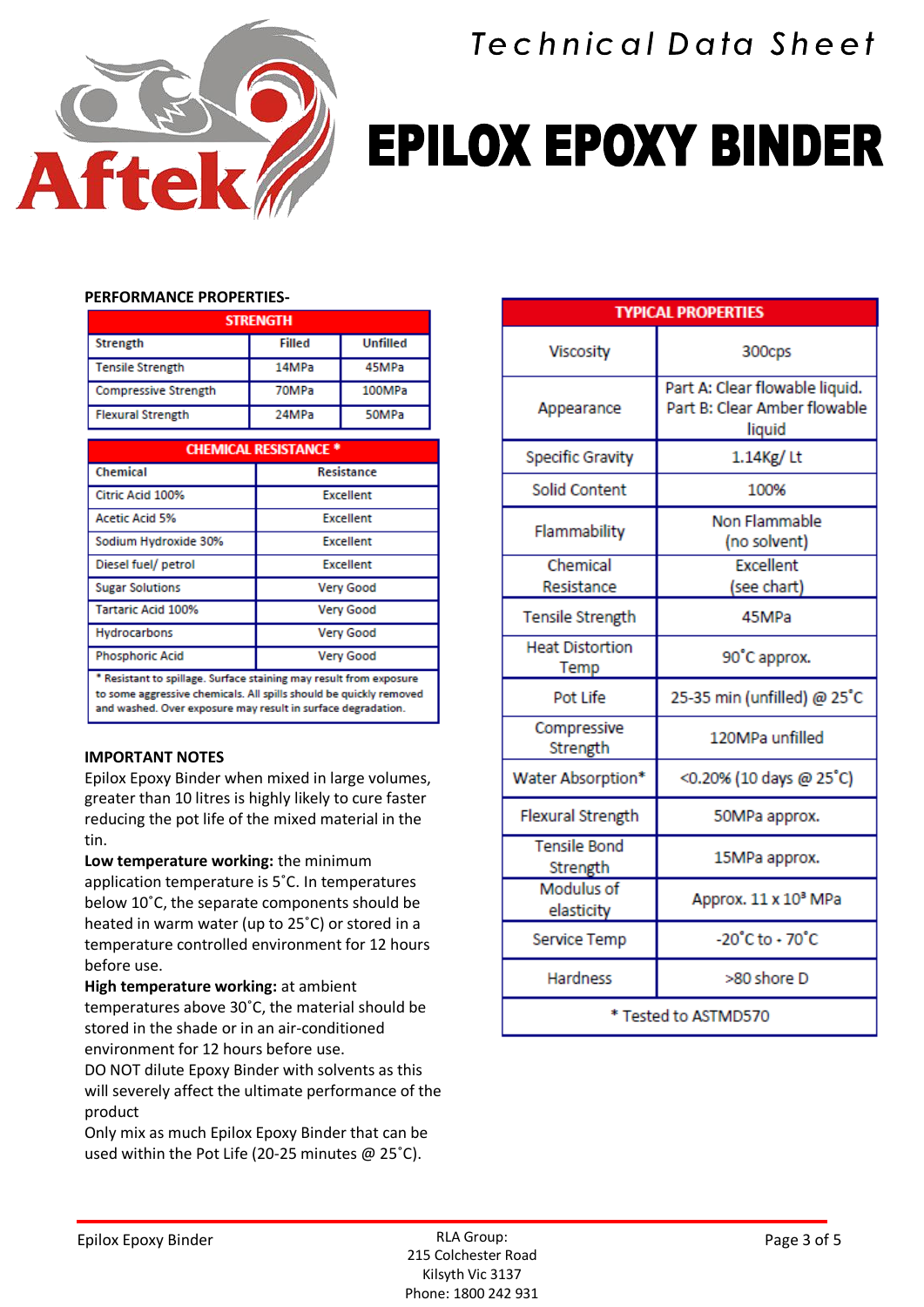Technical Data Sheet

# EPILOX EPOXY BINDER

## PERFORMANCE PROPERTIES-

| STRENGTH | | |
|---|---|---|
| Strength | Filled | Unfilled |
| Tensile Strength | 14MPa | 45MPa |
| Compressive Strength | 70MPa | 100MPa |
| Flexural Strength | 24MPa | 50MPa |

| CHEMICAL RESISTANCE * | |
|---|---|
| Chemical | Resistance |
| Citric Acid 100% | Excellent |
| Acetic Acid 5% | Excellent |
| Sodium Hydroxide 30% | Excellent |
| Diesel fuel/ petrol | Excellent |
| Sugar Solutions | Very Good |
| Tartaric Acid 100% | Very Good |
| Hydrocarbons | Very Good |
| Phosphoric Acid | Very Good |

* Resistant to spillage. Surface staining may result from exposure to some aggressive chemicals. All spills should be quickly removed and washed. Over exposure may result in surface degradation.

## IMPORTANT NOTES

Epilox Epoxy Binder when mixed in large volumes, greater than 10 litres is highly likely to cure faster reducing the pot life of the mixed material in the tin.

**Low temperature working:** the minimum application temperature is 5˚C. In temperatures below 10˚C, the separate components should be heated in warm water (up to 25˚C) or stored in a temperature controlled environment for 12 hours before use.

**High temperature working:** at ambient temperatures above 30˚C, the material should be stored in the shade or in an air-conditioned environment for 12 hours before use.

DO NOT dilute Epoxy Binder with solvents as this will severely affect the ultimate performance of the product

Only mix as much Epilox Epoxy Binder that can be used within the Pot Life (20-25 minutes @ 25˚C).

| TYPICAL PROPERTIES | |
|---|---|
| Viscosity | 300cps |
| Appearance | Part A: Clear flowable liquid. Part B: Clear Amber flowable liquid |
| Specific Gravity | 1.14Kg/ Lt |
| Solid Content | 100% |
| Flammability | Non Flammable (no solvent) |
| Chemical Resistance | Excellent (see chart) |
| Tensile Strength | 45MPa |
| Heat Distortion Temp | 90˚C approx. |
| Pot Life | 25-35 min (unfilled) @ 25˚C |
| Compressive Strength | 120MPa unfilled |
| Water Absorption* | <0.20% (10 days @ 25˚C) |
| Flexural Strength | 50MPa approx. |
| Tensile Bond Strength | 15MPa approx. |
| Modulus of elasticity | Approx. 11 x $10^3$ MPa |
| Service Temp | -20˚C to - 70˚C |
| Hardness | >80 shore D |
| * Tested to ASTMD570 | |

Epilox Epoxy Binder

RLA Group:
215 Colchester Road
Kilsyth Vic 3137
Phone: 1800 242 931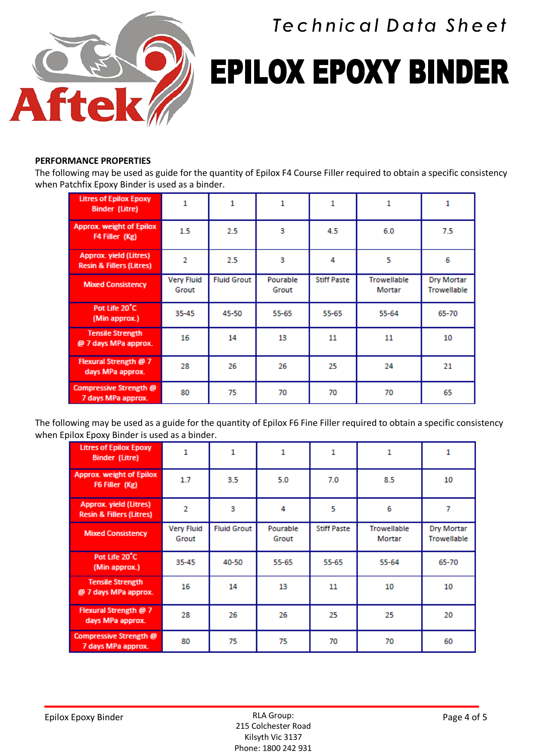# Technical Data Sheet

# EPILOX EPOXY BINDER

**PERFORMANCE PROPERTIES**

The following may be used as guide for the quantity of Epilox F4 Course Filler required to obtain a specific consistency when Patchfix Epoxy Binder is used as a binder.

| Litres of Epilox Epoxy Binder (Litre) | 1 | 1 | 1 | 1 | 1 | 1 |
|---|---|---|---|---|---|---|
| Approx. weight of Epilox F4 Filler (Kg) | 1.5 | 2.5 | 3 | 4.5 | 6.0 | 7.5 |
| Approx. yield (Litres) Resin & Fillers (Litres) | 2 | 2.5 | 3 | 4 | 5 | 6 |
| Mixed Consistency | Very Fluid Grout | Fluid Grout | Pourable Grout | Stiff Paste | Trowellable Mortar | Dry Mortar Trowellable |
| Pot Life 20˚C (Min approx.) | 35-45 | 45-50 | 55-65 | 55-65 | 55-64 | 65-70 |
| Tensile Strength @ 7 days MPa approx. | 16 | 14 | 13 | 11 | 11 | 10 |
| Flexural Strength @ 7 days MPa approx. | 28 | 26 | 26 | 25 | 24 | 21 |
| Compressive Strength @ 7 days MPa approx. | 80 | 75 | 70 | 70 | 70 | 65 |

The following may be used as a guide for the quantity of Epilox F6 Fine Filler required to obtain a specific consistency when Epilox Epoxy Binder is used as a binder.

| Litres of Epilox Epoxy Binder (Litre) | 1 | 1 | 1 | 1 | 1 | 1 |
|---|---|---|---|---|---|---|
| Approx. weight of Epilox F6 Filler (Kg) | 1.7 | 3.5 | 5.0 | 7.0 | 8.5 | 10 |
| Approx. yield (Litres) Resin & Fillers (Litres) | 2 | 3 | 4 | 5 | 6 | 7 |
| Mixed Consistency | Very Fluid Grout | Fluid Grout | Pourable Grout | Stiff Paste | Trowellable Mortar | Dry Mortar Trowellable |
| Pot Life 20˚C (Min approx.) | 35-45 | 40-50 | 55-65 | 55-65 | 55-64 | 65-70 |
| Tensile Strength @ 7 days MPa approx. | 16 | 14 | 13 | 11 | 10 | 10 |
| Flexural Strength @ 7 days MPa approx. | 28 | 26 | 26 | 25 | 25 | 20 |
| Compressive Strength @ 7 days MPa approx. | 80 | 75 | 75 | 70 | 70 | 60 |

RLA Group:
215 Colchester Road
Kilsyth Vic 3137
Phone: 1800 242 931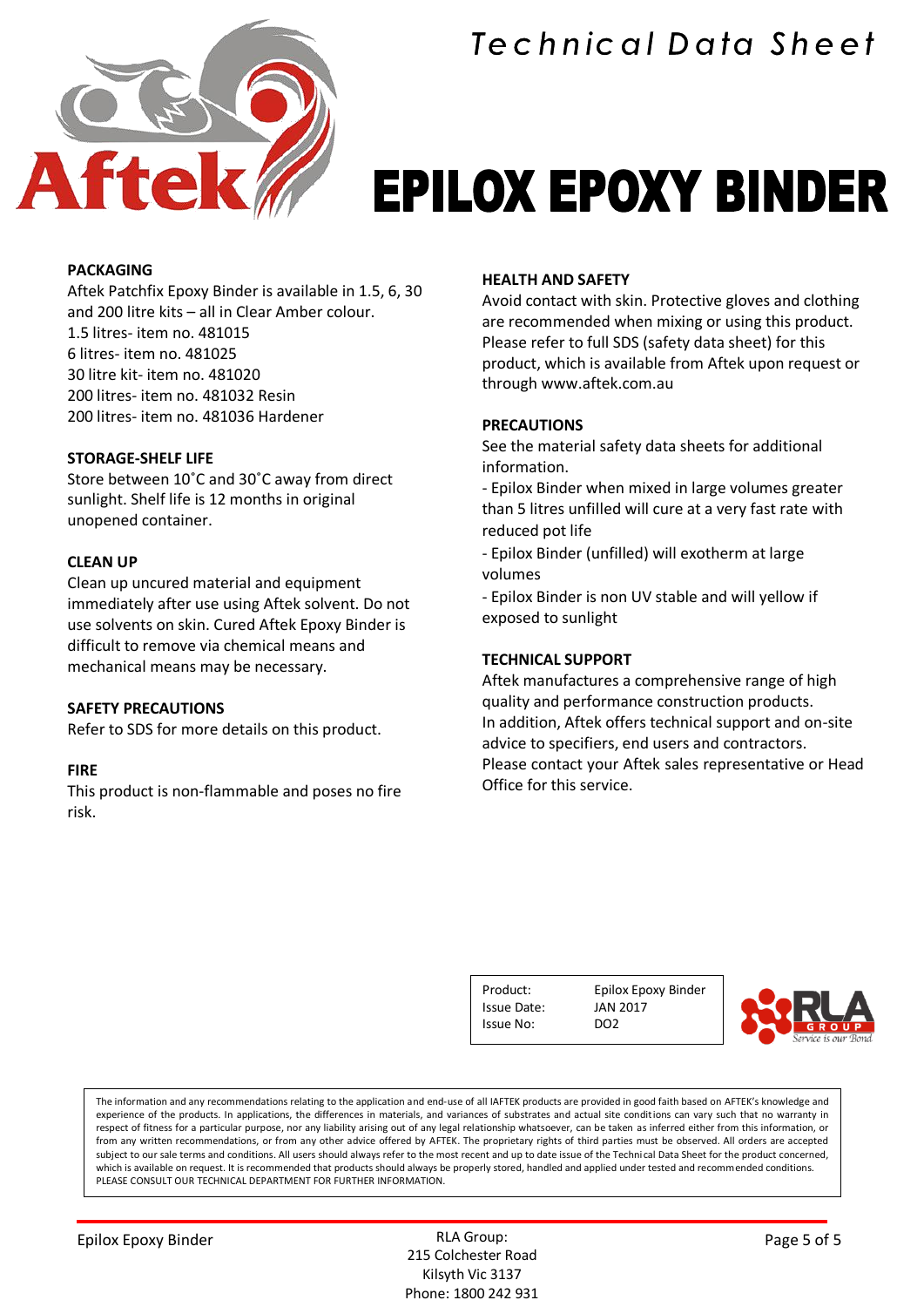Technical Data Sheet

# EPILOX EPOXY BINDER

## PACKAGING

Aftek Patchfix Epoxy Binder is available in 1.5, 6, 30 and 200 litre kits – all in Clear Amber colour.
1.5 litres- item no. 481015
6 litres- item no. 481025
30 litre kit- item no. 481020
200 litres- item no. 481032 Resin
200 litres- item no. 481036 Hardener

## STORAGE-SHELF LIFE

Store between 10˚C and 30˚C away from direct sunlight. Shelf life is 12 months in original unopened container.

## CLEAN UP

Clean up uncured material and equipment immediately after use using Aftek solvent. Do not use solvents on skin. Cured Aftek Epoxy Binder is difficult to remove via chemical means and mechanical means may be necessary.

## SAFETY PRECAUTIONS

Refer to SDS for more details on this product.

## FIRE

This product is non-flammable and poses no fire risk.

## HEALTH AND SAFETY

Avoid contact with skin. Protective gloves and clothing are recommended when mixing or using this product. Please refer to full SDS (safety data sheet) for this product, which is available from Aftek upon request or through www.aftek.com.au

## PRECAUTIONS

See the material safety data sheets for additional information.

- Epilox Binder when mixed in large volumes greater than 5 litres unfilled will cure at a very fast rate with reduced pot life
- Epilox Binder (unfilled) will exotherm at large volumes
- Epilox Binder is non UV stable and will yellow if exposed to sunlight

## TECHNICAL SUPPORT

Aftek manufactures a comprehensive range of high quality and performance construction products.
In addition, Aftek offers technical support and on-site advice to specifiers, end users and contractors.
Please contact your Aftek sales representative or Head Office for this service.

| | |
|---|---|
| Product: | Epilox Epoxy Binder |
| Issue Date: | JAN 2017 |
| Issue No: | DO2 |

The information and any recommendations relating to the application and end-use of all IAFTEK products are provided in good faith based on AFTEK's knowledge and experience of the products. In applications, the differences in materials, and variances of substrates and actual site conditions can vary such that no warranty in respect of fitness for a particular purpose, nor any liability arising out of any legal relationship whatsoever, can be taken as inferred either from this information, or from any written recommendations, or from any other advice offered by AFTEK. The proprietary rights of third parties must be observed. All orders are accepted subject to our sale terms and conditions. All users should always refer to the most recent and up to date issue of the Technical Data Sheet for the product concerned, which is available on request. It is recommended that products should always be properly stored, handled and applied under tested and recommended conditions. PLEASE CONSULT OUR TECHNICAL DEPARTMENT FOR FURTHER INFORMATION.

RLA Group:
215 Colchester Road
Kilsyth Vic 3137
Phone: 1800 242 931